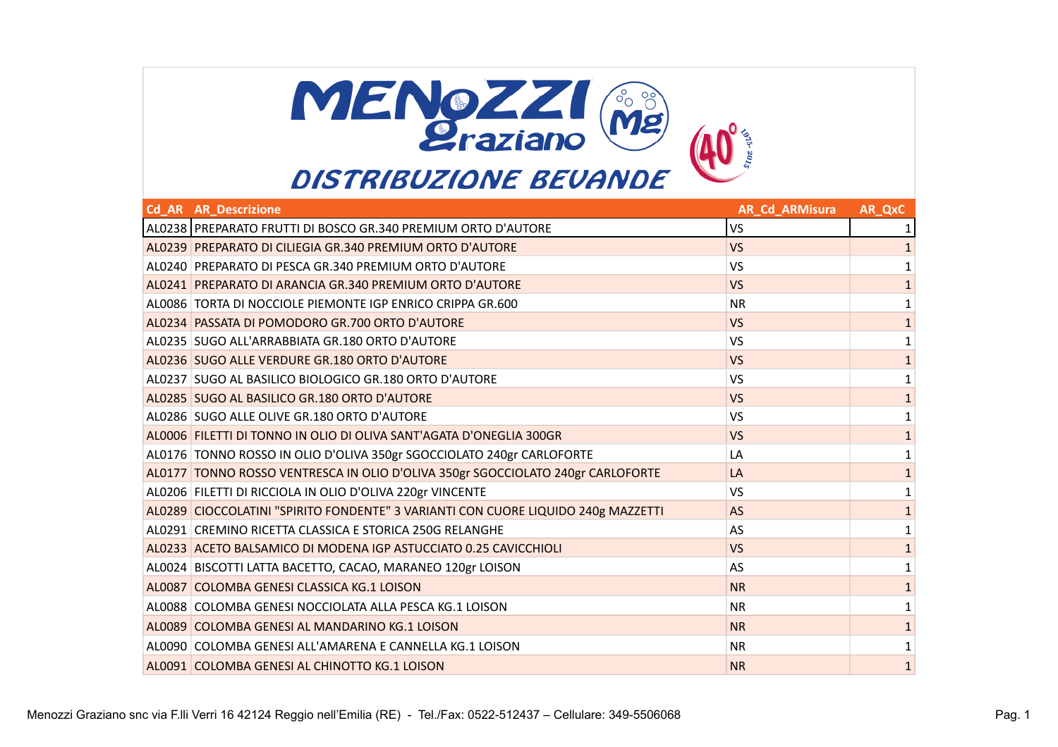# MENOZZI Graziano

## DISTRIBUZIONE BEVANDE

| Cd_AR | AR_Descrizione | AR_Cd_ARMisura | AR_QxC |
|---|---|---|---|
| AL0238 | PREPARATO FRUTTI DI BOSCO GR.340 PREMIUM ORTO D'AUTORE | VS | 1 |
| AL0239 | PREPARATO DI CILIEGIA GR.340 PREMIUM ORTO D'AUTORE | VS | 1 |
| AL0240 | PREPARATO DI PESCA GR.340 PREMIUM ORTO D'AUTORE | VS | 1 |
| AL0241 | PREPARATO DI ARANCIA GR.340 PREMIUM ORTO D'AUTORE | VS | 1 |
| AL0086 | TORTA DI NOCCIOLE PIEMONTE IGP ENRICO CRIPPA GR.600 | NR | 1 |
| AL0234 | PASSATA DI POMODORO GR.700 ORTO D'AUTORE | VS | 1 |
| AL0235 | SUGO ALL'ARRABBIATA GR.180 ORTO D'AUTORE | VS | 1 |
| AL0236 | SUGO ALLE VERDURE GR.180 ORTO D'AUTORE | VS | 1 |
| AL0237 | SUGO AL BASILICO BIOLOGICO GR.180 ORTO D'AUTORE | VS | 1 |
| AL0285 | SUGO AL BASILICO GR.180 ORTO D'AUTORE | VS | 1 |
| AL0286 | SUGO ALLE OLIVE GR.180 ORTO D'AUTORE | VS | 1 |
| AL0006 | FILETTI DI TONNO IN OLIO DI OLIVA SANT'AGATA D'ONEGLIA 300GR | VS | 1 |
| AL0176 | TONNO ROSSO IN OLIO D'OLIVA 350gr SGOCCIOLATO 240gr CARLOFORTE | LA | 1 |
| AL0177 | TONNO ROSSO VENTRESCA IN OLIO D'OLIVA 350gr SGOCCIOLATO 240gr CARLOFORTE | LA | 1 |
| AL0206 | FILETTI DI RICCIOLA IN OLIO D'OLIVA 220gr VINCENTE | VS | 1 |
| AL0289 | CIOCCOLATINI "SPIRITO FONDENTE" 3 VARIANTI CON CUORE LIQUIDO 240g MAZZETTI | AS | 1 |
| AL0291 | CREMINO RICETTA CLASSICA E STORICA 250G RELANGHE | AS | 1 |
| AL0233 | ACETO BALSAMICO DI MODENA IGP ASTUCCIATO 0.25 CAVICCHIOLI | VS | 1 |
| AL0024 | BISCOTTI LATTA BACETTO, CACAO, MARANEO 120gr LOISON | AS | 1 |
| AL0087 | COLOMBA GENESI CLASSICA KG.1 LOISON | NR | 1 |
| AL0088 | COLOMBA GENESI NOCCIOLATA ALLA PESCA KG.1 LOISON | NR | 1 |
| AL0089 | COLOMBA GENESI AL MANDARINO KG.1 LOISON | NR | 1 |
| AL0090 | COLOMBA GENESI ALL'AMARENA E CANNELLA KG.1 LOISON | NR | 1 |
| AL0091 | COLOMBA GENESI AL CHINOTTO KG.1 LOISON | NR | 1 |

Menozzi Graziano snc via F.lli Verri 16 42124 Reggio nell'Emilia (RE) - Tel./Fax: 0522-512437 – Cellulare: 349-5506068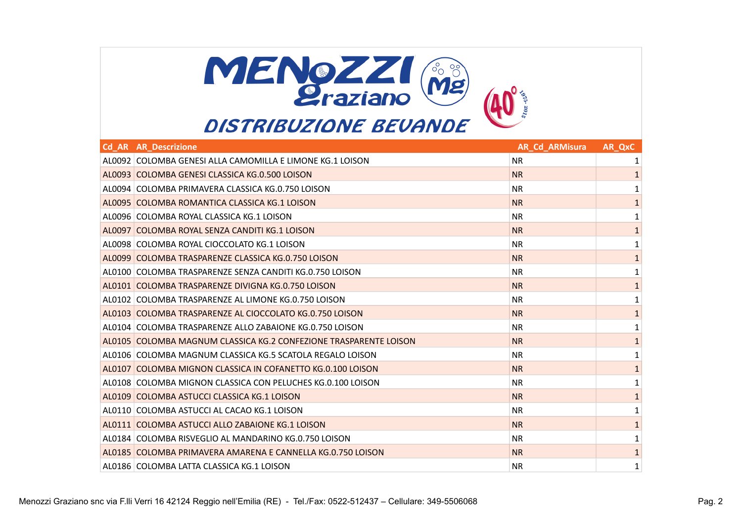| Cd_AR | AR_Descrizione | AR_Cd_ARMisura | AR_QxC |
|---|---|---|---|
| AL0092 | COLOMBA GENESI ALLA CAMOMILLA E LIMONE KG.1 LOISON | NR | 1 |
| AL0093 | COLOMBA GENESI CLASSICA KG.0.500 LOISON | NR | 1 |
| AL0094 | COLOMBA PRIMAVERA CLASSICA KG.0.750 LOISON | NR | 1 |
| AL0095 | COLOMBA ROMANTICA CLASSICA KG.1 LOISON | NR | 1 |
| AL0096 | COLOMBA ROYAL CLASSICA KG.1 LOISON | NR | 1 |
| AL0097 | COLOMBA ROYAL SENZA CANDITI KG.1 LOISON | NR | 1 |
| AL0098 | COLOMBA ROYAL CIOCCOLATO KG.1 LOISON | NR | 1 |
| AL0099 | COLOMBA TRASPARENZE CLASSICA KG.0.750 LOISON | NR | 1 |
| AL0100 | COLOMBA TRASPARENZE SENZA CANDITI KG.0.750 LOISON | NR | 1 |
| AL0101 | COLOMBA TRASPARENZE DIVIGNA KG.0.750 LOISON | NR | 1 |
| AL0102 | COLOMBA TRASPARENZE AL LIMONE KG.0.750 LOISON | NR | 1 |
| AL0103 | COLOMBA TRASPARENZE AL CIOCCOLATO KG.0.750 LOISON | NR | 1 |
| AL0104 | COLOMBA TRASPARENZE ALLO ZABAIONE KG.0.750 LOISON | NR | 1 |
| AL0105 | COLOMBA MAGNUM CLASSICA KG.2 CONFEZIONE TRASPARENTE LOISON | NR | 1 |
| AL0106 | COLOMBA MAGNUM CLASSICA KG.5 SCATOLA REGALO LOISON | NR | 1 |
| AL0107 | COLOMBA MIGNON CLASSICA IN COFANETTO KG.0.100 LOISON | NR | 1 |
| AL0108 | COLOMBA MIGNON CLASSICA CON PELUCHES KG.0.100 LOISON | NR | 1 |
| AL0109 | COLOMBA ASTUCCI CLASSICA KG.1 LOISON | NR | 1 |
| AL0110 | COLOMBA ASTUCCI AL CACAO KG.1 LOISON | NR | 1 |
| AL0111 | COLOMBA ASTUCCI ALLO ZABAIONE KG.1 LOISON | NR | 1 |
| AL0184 | COLOMBA RISVEGLIO AL MANDARINO KG.0.750 LOISON | NR | 1 |
| AL0185 | COLOMBA PRIMAVERA AMARENA E CANNELLA KG.0.750 LOISON | NR | 1 |
| AL0186 | COLOMBA LATTA CLASSICA KG.1 LOISON | NR | 1 |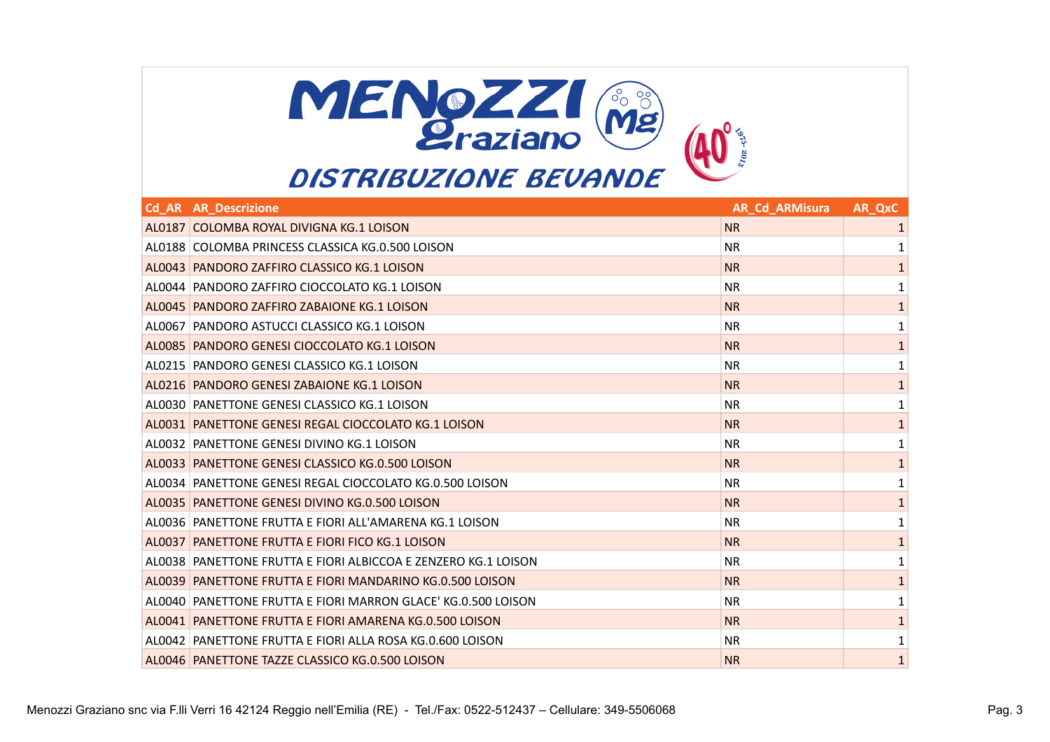# MENOZZI Graziano

## DISTRIBUZIONE BEVANDE

| Cd_AR | AR_Descrizione | AR_Cd_ARMisura | AR_QxC |
|---|---|---|---|
| AL0187 | COLOMBA ROYAL DIVIGNA KG.1 LOISON | NR | 1 |
| AL0188 | COLOMBA PRINCESS CLASSICA KG.0.500 LOISON | NR | 1 |
| AL0043 | PANDORO ZAFFIRO CLASSICO KG.1 LOISON | NR | 1 |
| AL0044 | PANDORO ZAFFIRO CIOCCOLATO KG.1 LOISON | NR | 1 |
| AL0045 | PANDORO ZAFFIRO ZABAIONE KG.1 LOISON | NR | 1 |
| AL0067 | PANDORO ASTUCCI CLASSICO KG.1 LOISON | NR | 1 |
| AL0085 | PANDORO GENESI CIOCCOLATO KG.1 LOISON | NR | 1 |
| AL0215 | PANDORO GENESI CLASSICO KG.1 LOISON | NR | 1 |
| AL0216 | PANDORO GENESI ZABAIONE KG.1 LOISON | NR | 1 |
| AL0030 | PANETTONE GENESI CLASSICO KG.1 LOISON | NR | 1 |
| AL0031 | PANETTONE GENESI REGAL CIOCCOLATO KG.1 LOISON | NR | 1 |
| AL0032 | PANETTONE GENESI DIVINO KG.1 LOISON | NR | 1 |
| AL0033 | PANETTONE GENESI CLASSICO KG.0.500 LOISON | NR | 1 |
| AL0034 | PANETTONE GENESI REGAL CIOCCOLATO KG.0.500 LOISON | NR | 1 |
| AL0035 | PANETTONE GENESI DIVINO KG.0.500 LOISON | NR | 1 |
| AL0036 | PANETTONE FRUTTA E FIORI ALL'AMARENA KG.1 LOISON | NR | 1 |
| AL0037 | PANETTONE FRUTTA E FIORI FICO KG.1 LOISON | NR | 1 |
| AL0038 | PANETTONE FRUTTA E FIORI ALBICCOA E ZENZERO KG.1 LOISON | NR | 1 |
| AL0039 | PANETTONE FRUTTA E FIORI MANDARINO KG.0.500 LOISON | NR | 1 |
| AL0040 | PANETTONE FRUTTA E FIORI MARRON GLACE' KG.0.500 LOISON | NR | 1 |
| AL0041 | PANETTONE FRUTTA E FIORI AMARENA KG.0.500 LOISON | NR | 1 |
| AL0042 | PANETTONE FRUTTA E FIORI ALLA ROSA KG.0.600 LOISON | NR | 1 |
| AL0046 | PANETTONE TAZZE CLASSICO KG.0.500 LOISON | NR | 1 |

Menozzi Graziano snc via F.lli Verri 16 42124 Reggio nell'Emilia (RE) - Tel./Fax: 0522-512437 – Cellulare: 349-5506068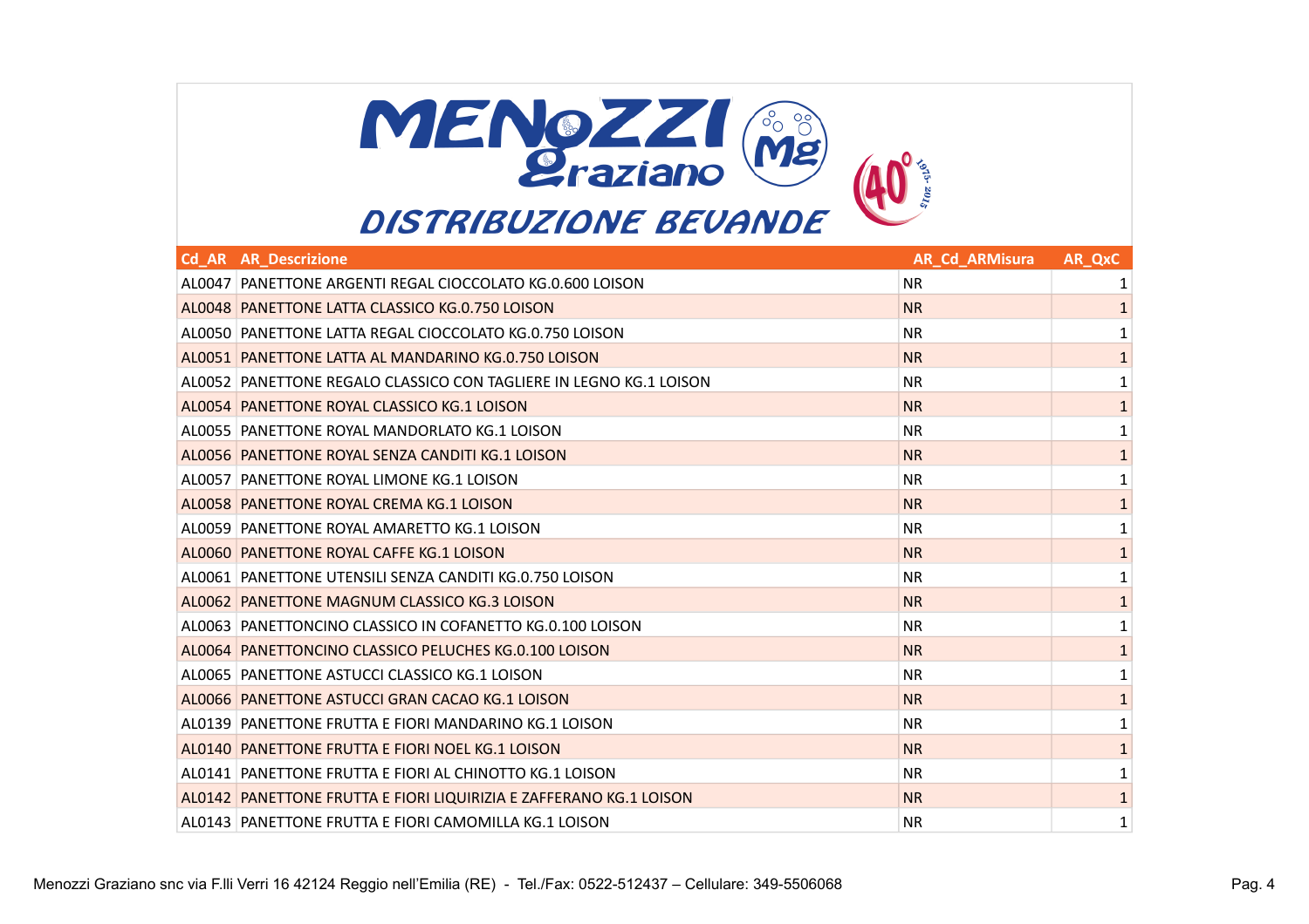# MENOZZI Graziano

## DISTRIBUZIONE BEVANDE

| Cd_AR | AR_Descrizione | AR_Cd_ARMisura | AR_QxC |
|---|---|---|---|
| AL0047 | PANETTONE ARGENTI REGAL CIOCCOLATO KG.0.600 LOISON | NR | 1 |
| AL0048 | PANETTONE LATTA CLASSICO KG.0.750 LOISON | NR | 1 |
| AL0050 | PANETTONE LATTA REGAL CIOCCOLATO KG.0.750 LOISON | NR | 1 |
| AL0051 | PANETTONE LATTA AL MANDARINO KG.0.750 LOISON | NR | 1 |
| AL0052 | PANETTONE REGALO CLASSICO CON TAGLIERE IN LEGNO KG.1 LOISON | NR | 1 |
| AL0054 | PANETTONE ROYAL CLASSICO KG.1 LOISON | NR | 1 |
| AL0055 | PANETTONE ROYAL MANDORLATO KG.1 LOISON | NR | 1 |
| AL0056 | PANETTONE ROYAL SENZA CANDITI KG.1 LOISON | NR | 1 |
| AL0057 | PANETTONE ROYAL LIMONE KG.1 LOISON | NR | 1 |
| AL0058 | PANETTONE ROYAL CREMA KG.1 LOISON | NR | 1 |
| AL0059 | PANETTONE ROYAL AMARETTO KG.1 LOISON | NR | 1 |
| AL0060 | PANETTONE ROYAL CAFFE KG.1 LOISON | NR | 1 |
| AL0061 | PANETTONE UTENSILI SENZA CANDITI KG.0.750 LOISON | NR | 1 |
| AL0062 | PANETTONE MAGNUM CLASSICO KG.3 LOISON | NR | 1 |
| AL0063 | PANETTONCINO CLASSICO IN COFANETTO KG.0.100 LOISON | NR | 1 |
| AL0064 | PANETTONCINO CLASSICO PELUCHES KG.0.100 LOISON | NR | 1 |
| AL0065 | PANETTONE ASTUCCI CLASSICO KG.1 LOISON | NR | 1 |
| AL0066 | PANETTONE ASTUCCI GRAN CACAO KG.1 LOISON | NR | 1 |
| AL0139 | PANETTONE FRUTTA E FIORI MANDARINO KG.1 LOISON | NR | 1 |
| AL0140 | PANETTONE FRUTTA E FIORI NOEL KG.1 LOISON | NR | 1 |
| AL0141 | PANETTONE FRUTTA E FIORI AL CHINOTTO KG.1 LOISON | NR | 1 |
| AL0142 | PANETTONE FRUTTA E FIORI LIQUIRIZIA E ZAFFERANO KG.1 LOISON | NR | 1 |
| AL0143 | PANETTONE FRUTTA E FIORI CAMOMILLA KG.1 LOISON | NR | 1 |

Menozzi Graziano snc via F.lli Verri 16 42124 Reggio nell'Emilia (RE) - Tel./Fax: 0522-512437 – Cellulare: 349-5506068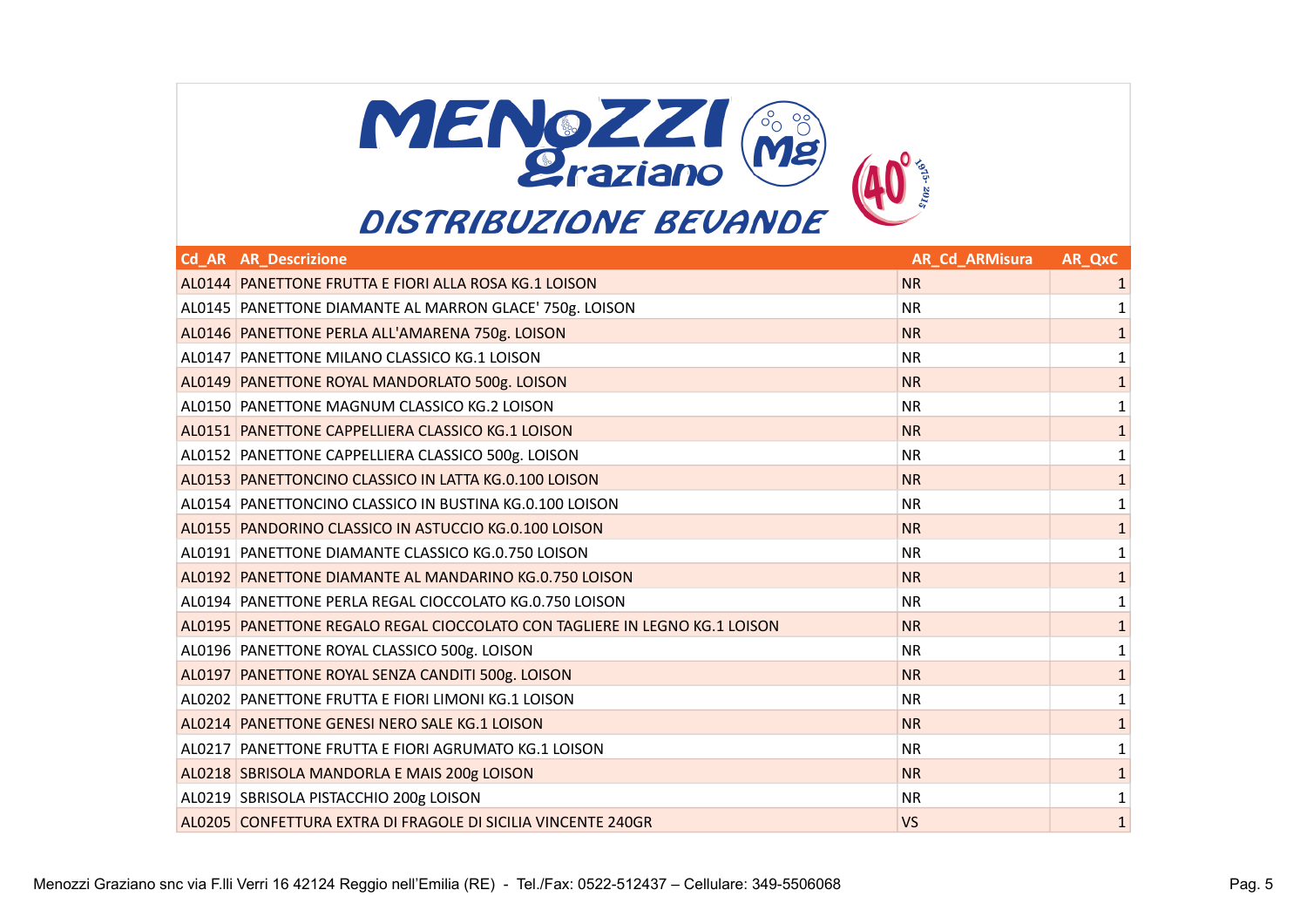MENOZZI Graziano

DISTRIBUZIONE BEVANDE

| Cd_AR | AR_Descrizione | AR_Cd_ARMisura | AR_QxC |
|---|---|---|---|
| AL0144 | PANETTONE FRUTTA E FIORI ALLA ROSA KG.1 LOISON | NR | 1 |
| AL0145 | PANETTONE DIAMANTE AL MARRON GLACE' 750g. LOISON | NR | 1 |
| AL0146 | PANETTONE PERLA ALL'AMARENA 750g. LOISON | NR | 1 |
| AL0147 | PANETTONE MILANO CLASSICO KG.1 LOISON | NR | 1 |
| AL0149 | PANETTONE ROYAL MANDORLATO 500g. LOISON | NR | 1 |
| AL0150 | PANETTONE MAGNUM CLASSICO KG.2 LOISON | NR | 1 |
| AL0151 | PANETTONE CAPPELLIERA CLASSICO KG.1 LOISON | NR | 1 |
| AL0152 | PANETTONE CAPPELLIERA CLASSICO 500g. LOISON | NR | 1 |
| AL0153 | PANETTONCINO CLASSICO IN LATTA KG.0.100 LOISON | NR | 1 |
| AL0154 | PANETTONCINO CLASSICO IN BUSTINA KG.0.100 LOISON | NR | 1 |
| AL0155 | PANDORINO CLASSICO IN ASTUCCIO KG.0.100 LOISON | NR | 1 |
| AL0191 | PANETTONE DIAMANTE CLASSICO KG.0.750 LOISON | NR | 1 |
| AL0192 | PANETTONE DIAMANTE AL MANDARINO KG.0.750 LOISON | NR | 1 |
| AL0194 | PANETTONE PERLA REGAL CIOCCOLATO KG.0.750 LOISON | NR | 1 |
| AL0195 | PANETTONE REGALO REGAL CIOCCOLATO CON TAGLIERE IN LEGNO KG.1 LOISON | NR | 1 |
| AL0196 | PANETTONE ROYAL CLASSICO 500g. LOISON | NR | 1 |
| AL0197 | PANETTONE ROYAL SENZA CANDITI 500g. LOISON | NR | 1 |
| AL0202 | PANETTONE FRUTTA E FIORI LIMONI KG.1 LOISON | NR | 1 |
| AL0214 | PANETTONE GENESI NERO SALE KG.1 LOISON | NR | 1 |
| AL0217 | PANETTONE FRUTTA E FIORI AGRUMATO KG.1 LOISON | NR | 1 |
| AL0218 | SBRISOLA MANDORLA E MAIS 200g LOISON | NR | 1 |
| AL0219 | SBRISOLA PISTACCHIO 200g LOISON | NR | 1 |
| AL0205 | CONFETTURA EXTRA DI FRAGOLE DI SICILIA VINCENTE 240GR | VS | 1 |

Menozzi Graziano snc via F.lli Verri 16 42124 Reggio nell'Emilia (RE) - Tel./Fax: 0522-512437 – Cellulare: 349-5506068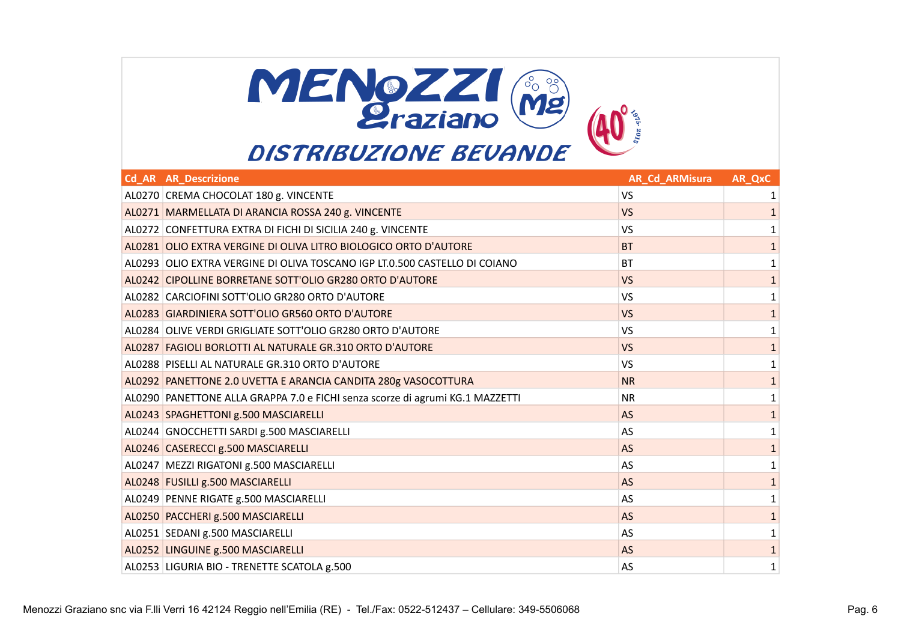# MENOZZI Graziano

## DISTRIBUZIONE BEVANDE

| Cd_AR | AR_Descrizione | AR_Cd_ARMisura | AR_QxC |
|---|---|---|---|
| AL0270 | CREMA CHOCOLAT 180 g. VINCENTE | VS | 1 |
| AL0271 | MARMELLATA DI ARANCIA ROSSA 240 g. VINCENTE | VS | 1 |
| AL0272 | CONFETTURA EXTRA DI FICHI DI SICILIA 240 g. VINCENTE | VS | 1 |
| AL0281 | OLIO EXTRA VERGINE DI OLIVA LITRO BIOLOGICO ORTO D'AUTORE | BT | 1 |
| AL0293 | OLIO EXTRA VERGINE DI OLIVA TOSCANO IGP LT.0.500 CASTELLO DI COIANO | BT | 1 |
| AL0242 | CIPOLLINE BORRETANE SOTT'OLIO GR280 ORTO D'AUTORE | VS | 1 |
| AL0282 | CARCIOFINI SOTT'OLIO GR280 ORTO D'AUTORE | VS | 1 |
| AL0283 | GIARDINIERA SOTT'OLIO GR560 ORTO D'AUTORE | VS | 1 |
| AL0284 | OLIVE VERDI GRIGLIATE SOTT'OLIO GR280 ORTO D'AUTORE | VS | 1 |
| AL0287 | FAGIOLI BORLOTTI AL NATURALE GR.310 ORTO D'AUTORE | VS | 1 |
| AL0288 | PISELLI AL NATURALE GR.310 ORTO D'AUTORE | VS | 1 |
| AL0292 | PANETTONE 2.0 UVETTA E ARANCIA CANDITA 280g VASOCOTTURA | NR | 1 |
| AL0290 | PANETTONE ALLA GRAPPA 7.0 e FICHI senza scorze di agrumi KG.1 MAZZETTI | NR | 1 |
| AL0243 | SPAGHETTONI g.500 MASCIARELLI | AS | 1 |
| AL0244 | GNOCCHETTI SARDI g.500 MASCIARELLI | AS | 1 |
| AL0246 | CASERECCI g.500 MASCIARELLI | AS | 1 |
| AL0247 | MEZZI RIGATONI g.500 MASCIARELLI | AS | 1 |
| AL0248 | FUSILLI g.500 MASCIARELLI | AS | 1 |
| AL0249 | PENNE RIGATE g.500 MASCIARELLI | AS | 1 |
| AL0250 | PACCHERI g.500 MASCIARELLI | AS | 1 |
| AL0251 | SEDANI g.500 MASCIARELLI | AS | 1 |
| AL0252 | LINGUINE g.500 MASCIARELLI | AS | 1 |
| AL0253 | LIGURIA BIO - TRENETTE SCATOLA g.500 | AS | 1 |

Menozzi Graziano snc via F.lli Verri 16 42124 Reggio nell'Emilia (RE) - Tel./Fax: 0522-512437 – Cellulare: 349-5506068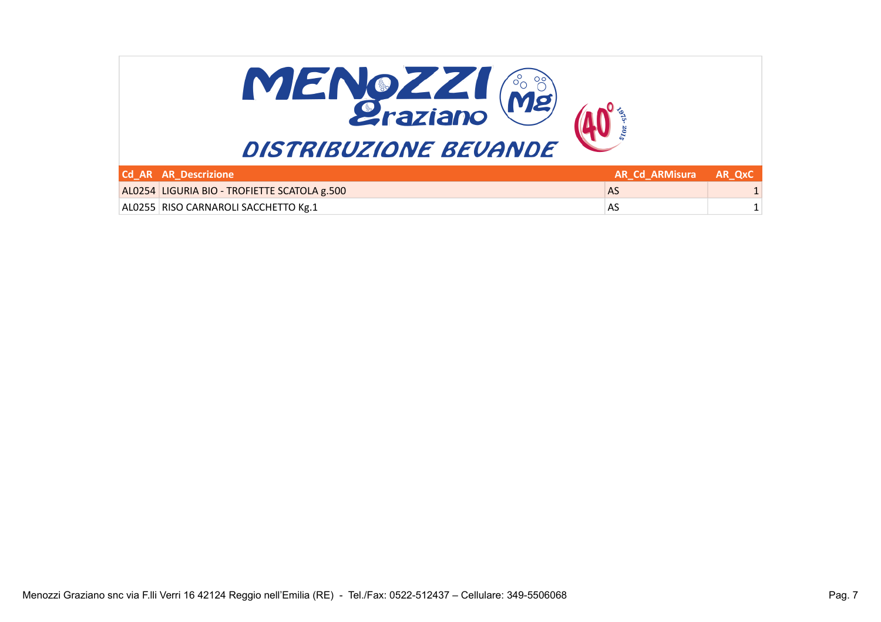MENOZZI Graziano

DISTRIBUZIONE BEVANDE

| Cd_AR | AR_Descrizione | AR_Cd_ARMisura | AR_QxC |
|---|---|---|---|
| AL0254 | LIGURIA BIO - TROFIETTE SCATOLA g.500 | AS | 1 |
| AL0255 | RISO CARNAROLI SACCHETTO Kg.1 | AS | 1 |